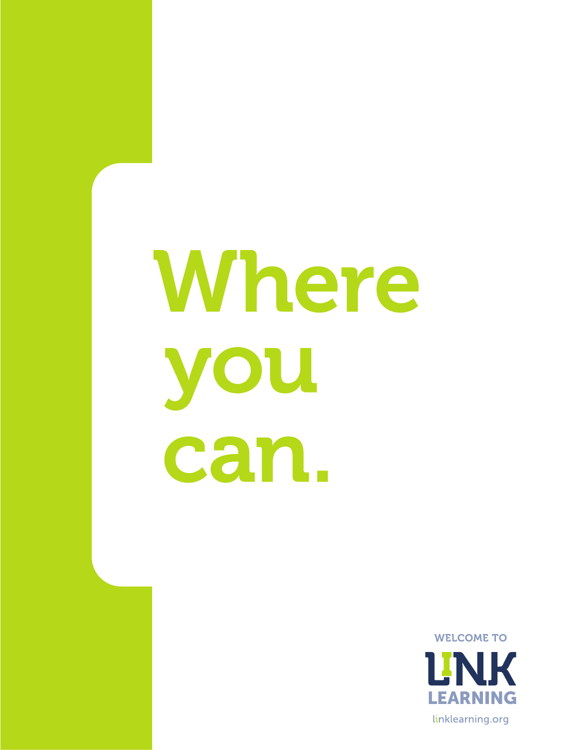# Where you can.

WELCOME TO

LINK LEARNING

linklearning.org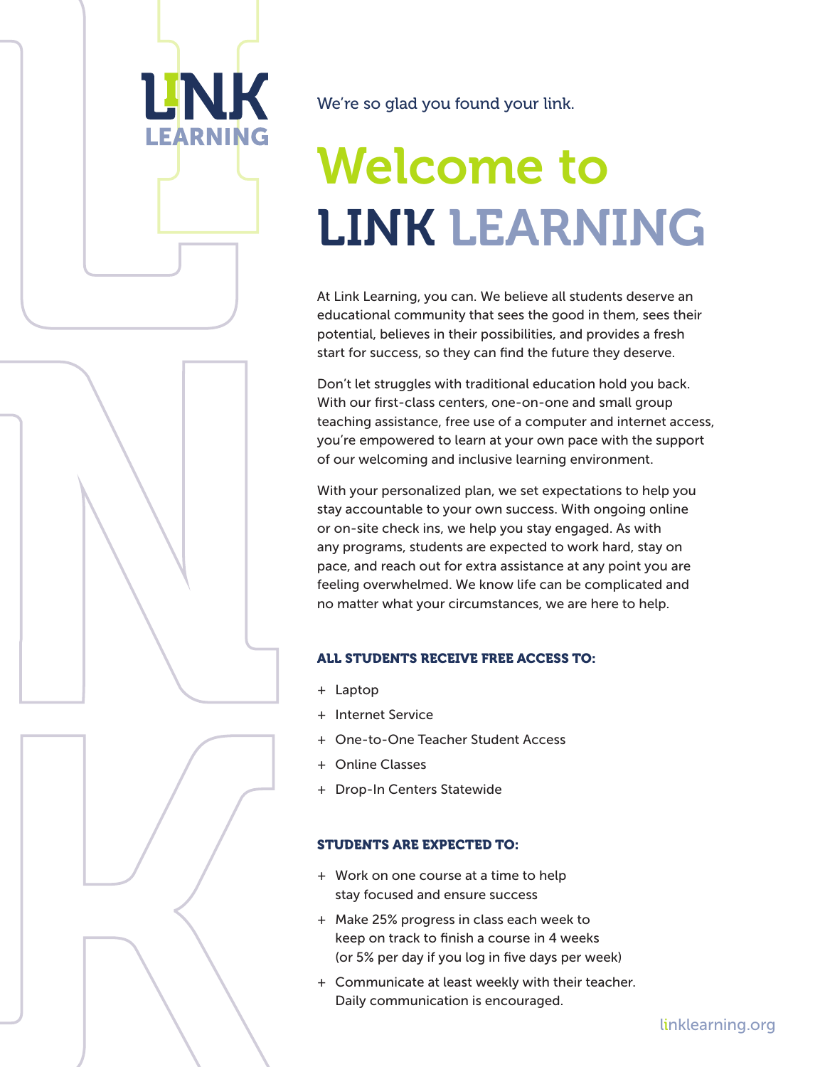We're so glad you found your link.

# Welcome to LINK LEARNING

At Link Learning, you can. We believe all students deserve an educational community that sees the good in them, sees their potential, believes in their possibilities, and provides a fresh start for success, so they can find the future they deserve.

Don't let struggles with traditional education hold you back. With our first-class centers, one-on-one and small group teaching assistance, free use of a computer and internet access, you're empowered to learn at your own pace with the support of our welcoming and inclusive learning environment.

With your personalized plan, we set expectations to help you stay accountable to your own success. With ongoing online or on-site check ins, we help you stay engaged. As with any programs, students are expected to work hard, stay on pace, and reach out for extra assistance at any point you are feeling overwhelmed. We know life can be complicated and no matter what your circumstances, we are here to help.

### ALL STUDENTS RECEIVE FREE ACCESS TO:

+ Laptop
+ Internet Service
+ One-to-One Teacher Student Access
+ Online Classes
+ Drop-In Centers Statewide

### STUDENTS ARE EXPECTED TO:

+ Work on one course at a time to help stay focused and ensure success
+ Make 25% progress in class each week to keep on track to finish a course in 4 weeks (or 5% per day if you log in five days per week)
+ Communicate at least weekly with their teacher. Daily communication is encouraged.

linklearning.org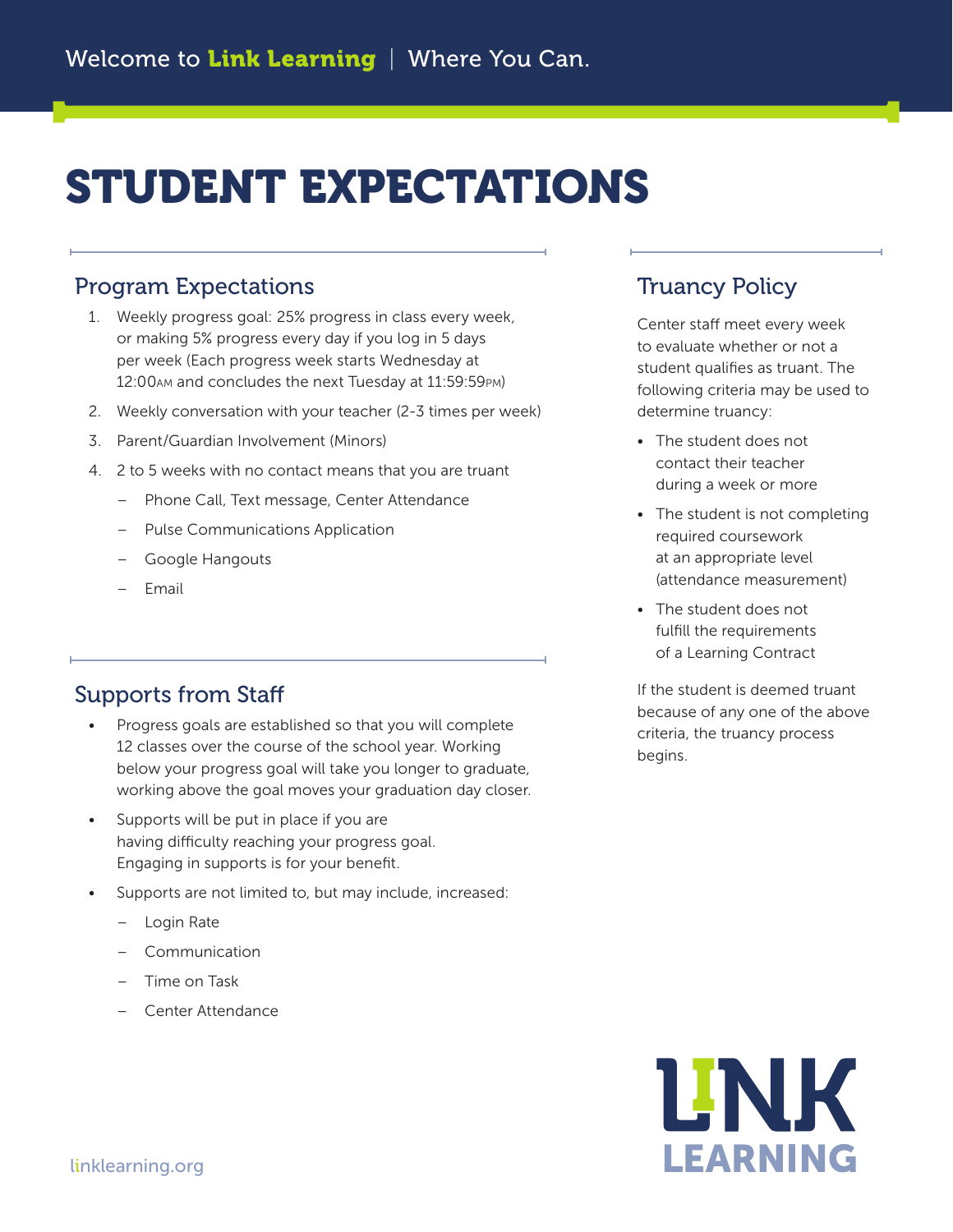Welcome to **Link Learning** | Where You Can.

# STUDENT EXPECTATIONS

## Program Expectations

1. Weekly progress goal: 25% progress in class every week, or making 5% progress every day if you log in 5 days per week (Each progress week starts Wednesday at 12:00AM and concludes the next Tuesday at 11:59:59PM)
2. Weekly conversation with your teacher (2-3 times per week)
3. Parent/Guardian Involvement (Minors)
4. 2 to 5 weeks with no contact means that you are truant
   - Phone Call, Text message, Center Attendance
   - Pulse Communications Application
   - Google Hangouts
   - Email

## Supports from Staff

- Progress goals are established so that you will complete 12 classes over the course of the school year. Working below your progress goal will take you longer to graduate, working above the goal moves your graduation day closer.
- Supports will be put in place if you are having difficulty reaching your progress goal. Engaging in supports is for your benefit.
- Supports are not limited to, but may include, increased:
  - Login Rate
  - Communication
  - Time on Task
  - Center Attendance

## Truancy Policy

Center staff meet every week to evaluate whether or not a student qualifies as truant. The following criteria may be used to determine truancy:

- The student does not contact their teacher during a week or more
- The student is not completing required coursework at an appropriate level (attendance measurement)
- The student does not fulfill the requirements of a Learning Contract

If the student is deemed truant because of any one of the above criteria, the truancy process begins.

LINK LEARNING

linklearning.org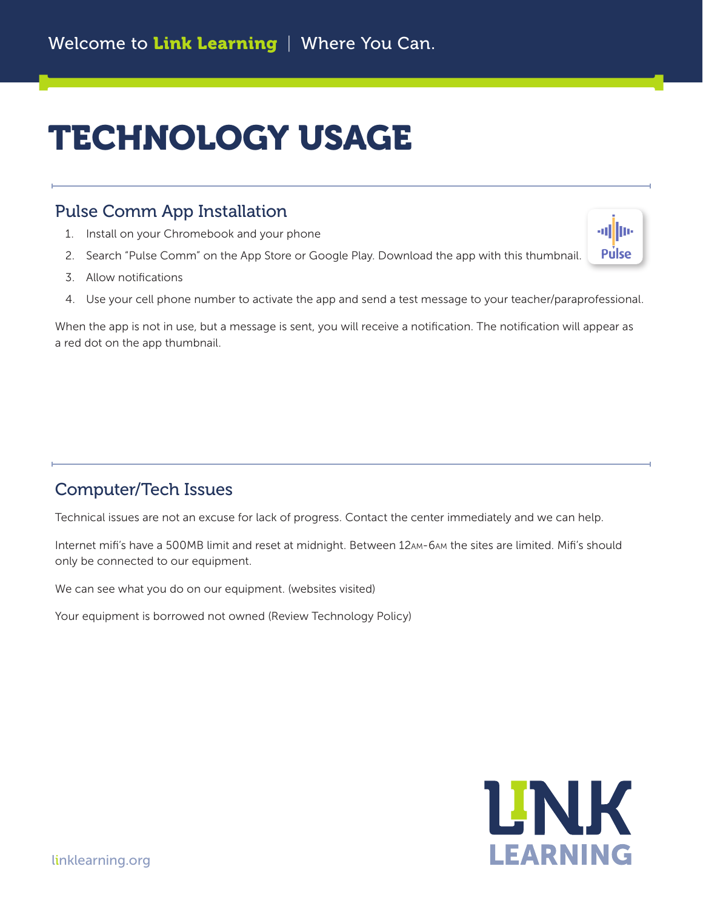# TECHNOLOGY USAGE

## Pulse Comm App Installation

1. Install on your Chromebook and your phone
2. Search "Pulse Comm" on the App Store or Google Play. Download the app with this thumbnail.
3. Allow notifications
4. Use your cell phone number to activate the app and send a test message to your teacher/paraprofessional.

When the app is not in use, but a message is sent, you will receive a notification. The notification will appear as a red dot on the app thumbnail.

## Computer/Tech Issues

Technical issues are not an excuse for lack of progress. Contact the center immediately and we can help.

Internet mifi's have a 500MB limit and reset at midnight. Between 12AM-6AM the sites are limited. Mifi's should only be connected to our equipment.

We can see what you do on our equipment. (websites visited)

Your equipment is borrowed not owned (Review Technology Policy)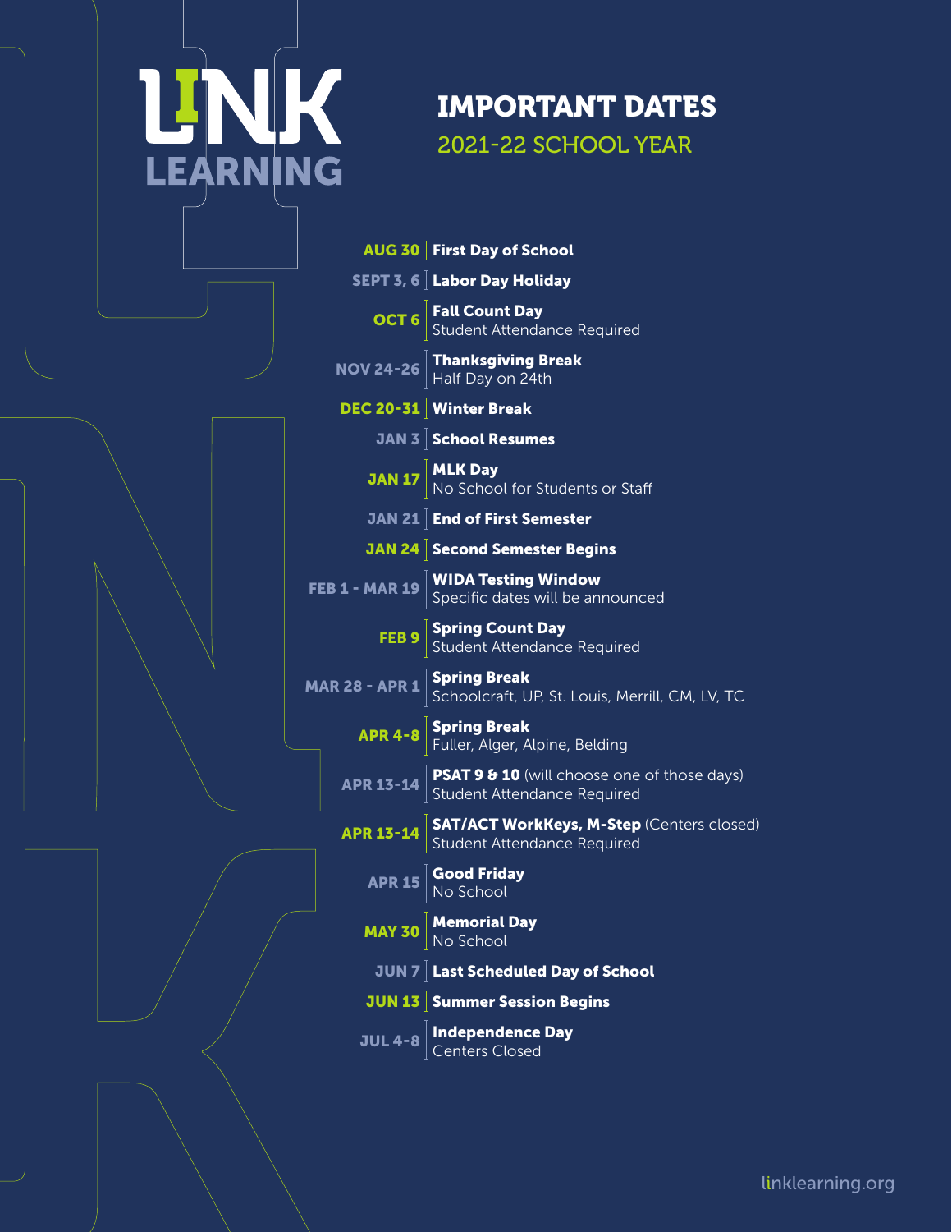# LINK LEARNING

## IMPORTANT DATES

### 2021-22 SCHOOL YEAR

| Date | Event |
| --- | --- |
| AUG 30 | **First Day of School** |
| SEPT 3, 6 | **Labor Day Holiday** |
| OCT 6 | **Fall Count Day**<br>Student Attendance Required |
| NOV 24-26 | **Thanksgiving Break**<br>Half Day on 24th |
| DEC 20-31 | **Winter Break** |
| JAN 3 | **School Resumes** |
| JAN 17 | **MLK Day**<br>No School for Students or Staff |
| JAN 21 | **End of First Semester** |
| JAN 24 | **Second Semester Begins** |
| FEB 1 - MAR 19 | **WIDA Testing Window**<br>Specific dates will be announced |
| FEB 9 | **Spring Count Day**<br>Student Attendance Required |
| MAR 28 - APR 1 | **Spring Break**<br>Schoolcraft, UP, St. Louis, Merrill, CM, LV, TC |
| APR 4-8 | **Spring Break**<br>Fuller, Alger, Alpine, Belding |
| APR 13-14 | **PSAT 9 & 10** (will choose one of those days)<br>Student Attendance Required |
| APR 13-14 | **SAT/ACT WorkKeys, M-Step** (Centers closed)<br>Student Attendance Required |
| APR 15 | **Good Friday**<br>No School |
| MAY 30 | **Memorial Day**<br>No School |
| JUN 7 | **Last Scheduled Day of School** |
| JUN 13 | **Summer Session Begins** |
| JUL 4-8 | **Independence Day**<br>Centers Closed |

linklearning.org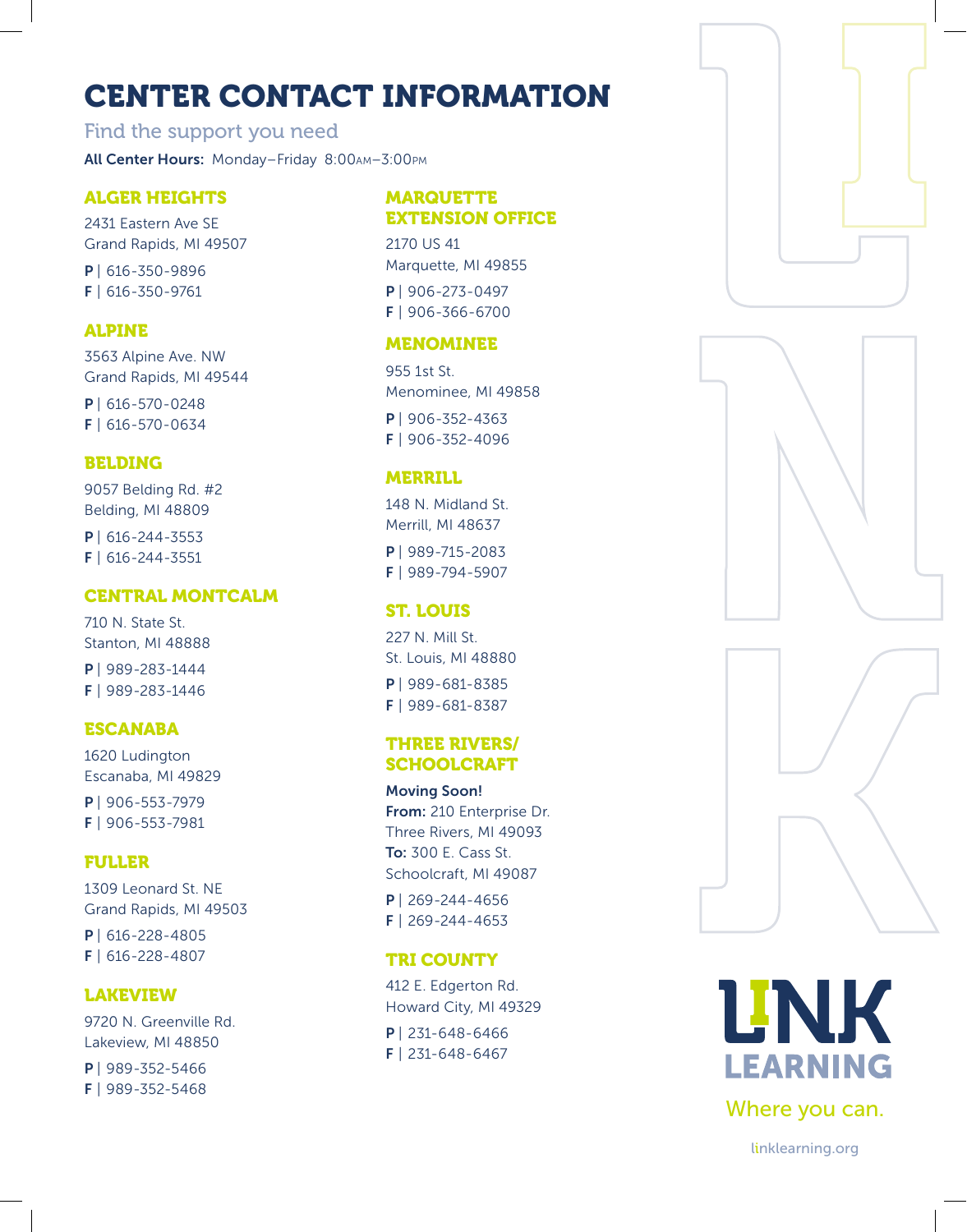# CENTER CONTACT INFORMATION

Find the support you need

**All Center Hours:** Monday–Friday 8:00AM–3:00PM

## ALGER HEIGHTS

2431 Eastern Ave SE
Grand Rapids, MI 49507

**P** | 616-350-9896
**F** | 616-350-9761

## ALPINE

3563 Alpine Ave. NW
Grand Rapids, MI 49544

**P** | 616-570-0248
**F** | 616-570-0634

## BELDING

9057 Belding Rd. #2
Belding, MI 48809

**P** | 616-244-3553
**F** | 616-244-3551

## CENTRAL MONTCALM

710 N. State St.
Stanton, MI 48888

**P** | 989-283-1444
**F** | 989-283-1446

## ESCANABA

1620 Ludington
Escanaba, MI 49829

**P** | 906-553-7979
**F** | 906-553-7981

## FULLER

1309 Leonard St. NE
Grand Rapids, MI 49503

**P** | 616-228-4805
**F** | 616-228-4807

## LAKEVIEW

9720 N. Greenville Rd.
Lakeview, MI 48850

**P** | 989-352-5466
**F** | 989-352-5468

## MARQUETTE EXTENSION OFFICE

2170 US 41
Marquette, MI 49855

**P** | 906-273-0497
**F** | 906-366-6700

## MENOMINEE

955 1st St.
Menominee, MI 49858

**P** | 906-352-4363
**F** | 906-352-4096

## MERRILL

148 N. Midland St.
Merrill, MI 48637

**P** | 989-715-2083
**F** | 989-794-5907

## ST. LOUIS

227 N. Mill St.
St. Louis, MI 48880

**P** | 989-681-8385
**F** | 989-681-8387

## THREE RIVERS/ SCHOOLCRAFT

**Moving Soon!**
**From:** 210 Enterprise Dr.
Three Rivers, MI 49093
**To:** 300 E. Cass St.
Schoolcraft, MI 49087

**P** | 269-244-4656
**F** | 269-244-4653

## TRI COUNTY

412 E. Edgerton Rd.
Howard City, MI 49329

**P** | 231-648-6466
**F** | 231-648-6467

LINK LEARNING

Where you can.

linklearning.org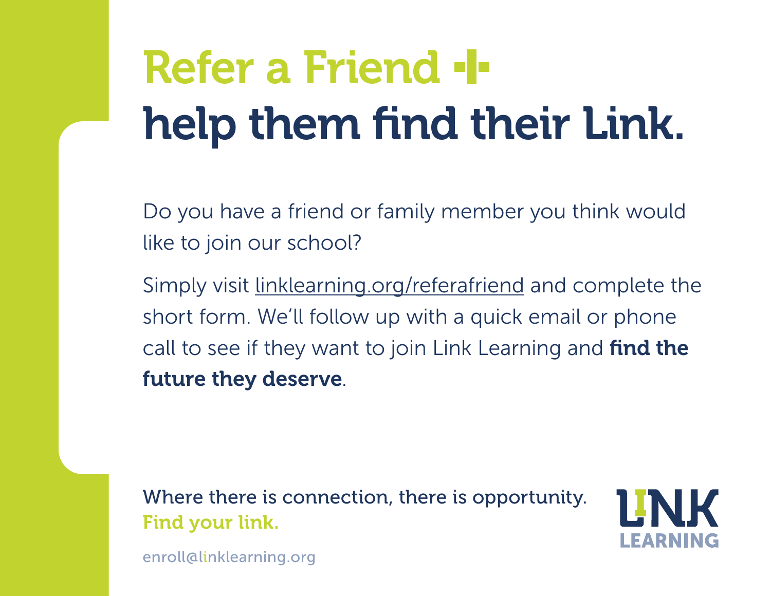# Refer a Friend +
# help them find their Link.

Do you have a friend or family member you think would like to join our school?

Simply visit linklearning.org/referafriend and complete the short form. We'll follow up with a quick email or phone call to see if they want to join Link Learning and **find the future they deserve**.

Where there is connection, there is opportunity.
Find your link.

LINK LEARNING

enroll@linklearning.org